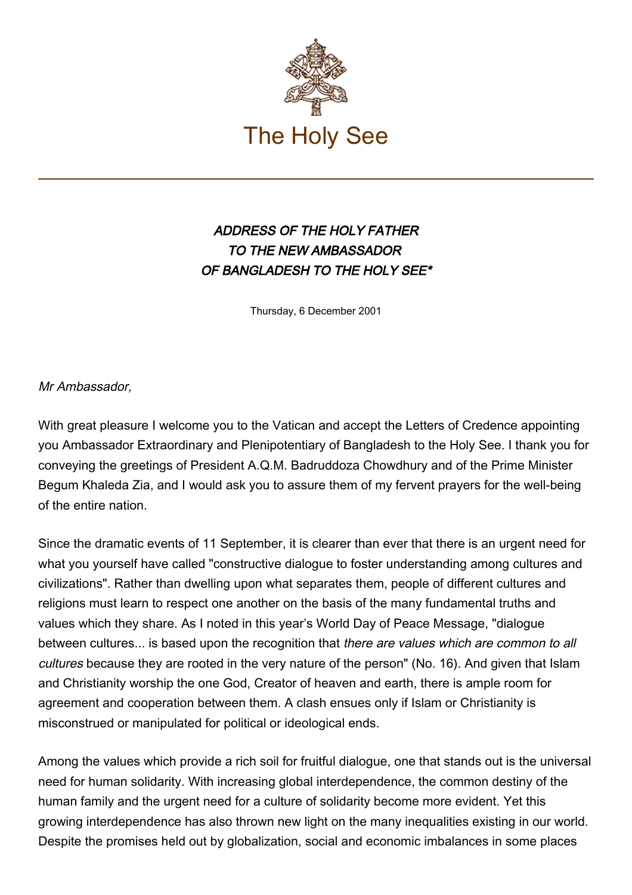# The Holy See

## *ADDRESS OF THE HOLY FATHER TO THE NEW AMBASSADOR OF BANGLADESH TO THE HOLY SEE**

Thursday, 6 December 2001

*Mr Ambassador,*

With great pleasure I welcome you to the Vatican and accept the Letters of Credence appointing you Ambassador Extraordinary and Plenipotentiary of Bangladesh to the Holy See. I thank you for conveying the greetings of President A.Q.M. Badruddoza Chowdhury and of the Prime Minister Begum Khaleda Zia, and I would ask you to assure them of my fervent prayers for the well-being of the entire nation.

Since the dramatic events of 11 September, it is clearer than ever that there is an urgent need for what you yourself have called "constructive dialogue to foster understanding among cultures and civilizations". Rather than dwelling upon what separates them, people of different cultures and religions must learn to respect one another on the basis of the many fundamental truths and values which they share. As I noted in this year's World Day of Peace Message, "dialogue between cultures... is based upon the recognition that *there are values which are common to all cultures* because they are rooted in the very nature of the person" (No. 16). And given that Islam and Christianity worship the one God, Creator of heaven and earth, there is ample room for agreement and cooperation between them. A clash ensues only if Islam or Christianity is misconstrued or manipulated for political or ideological ends.

Among the values which provide a rich soil for fruitful dialogue, one that stands out is the universal need for human solidarity. With increasing global interdependence, the common destiny of the human family and the urgent need for a culture of solidarity become more evident. Yet this growing interdependence has also thrown new light on the many inequalities existing in our world. Despite the promises held out by globalization, social and economic imbalances in some places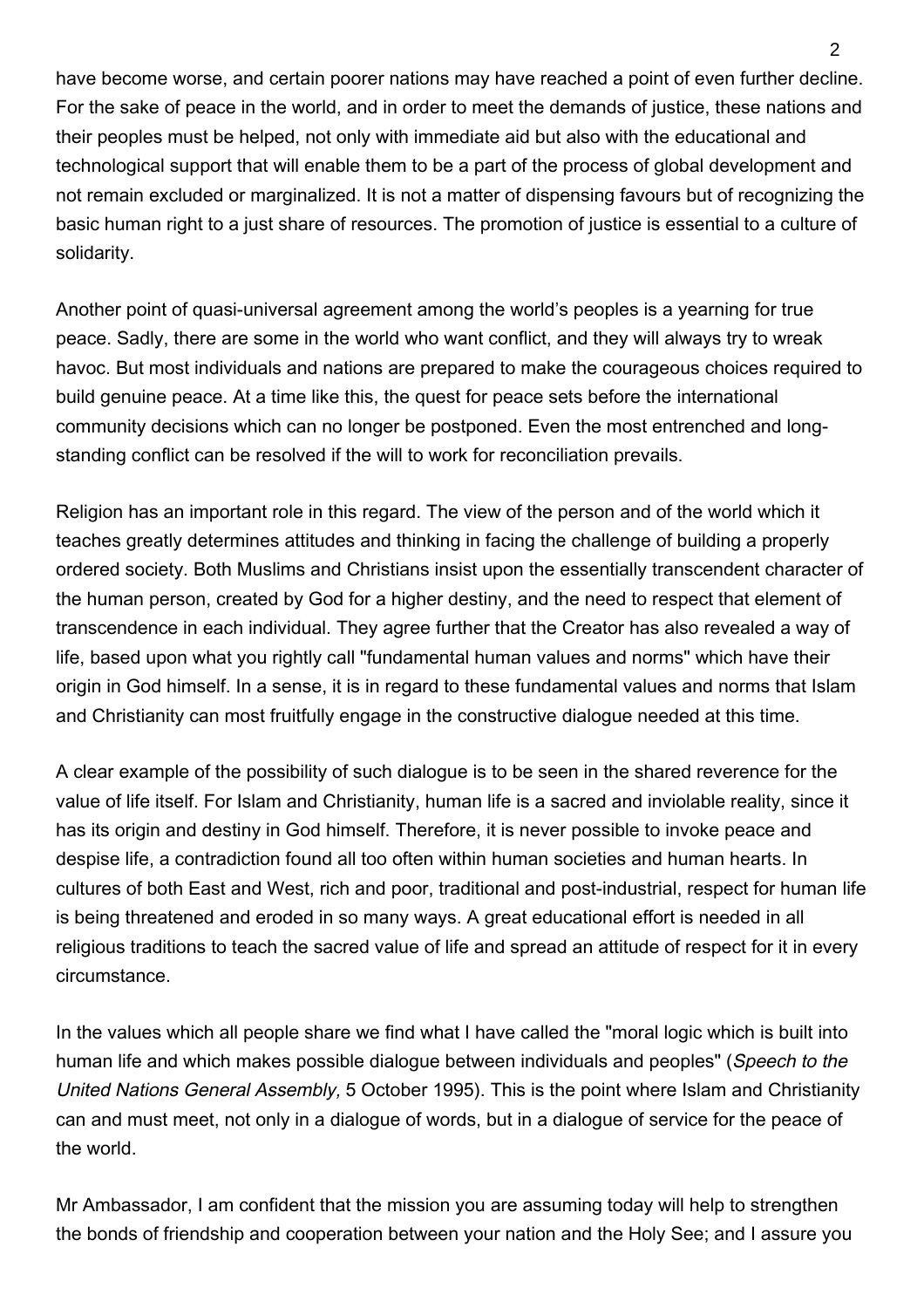have become worse, and certain poorer nations may have reached a point of even further decline. For the sake of peace in the world, and in order to meet the demands of justice, these nations and their peoples must be helped, not only with immediate aid but also with the educational and technological support that will enable them to be a part of the process of global development and not remain excluded or marginalized. It is not a matter of dispensing favours but of recognizing the basic human right to a just share of resources. The promotion of justice is essential to a culture of solidarity.

Another point of quasi-universal agreement among the world's peoples is a yearning for true peace. Sadly, there are some in the world who want conflict, and they will always try to wreak havoc. But most individuals and nations are prepared to make the courageous choices required to build genuine peace. At a time like this, the quest for peace sets before the international community decisions which can no longer be postponed. Even the most entrenched and long-standing conflict can be resolved if the will to work for reconciliation prevails.

Religion has an important role in this regard. The view of the person and of the world which it teaches greatly determines attitudes and thinking in facing the challenge of building a properly ordered society. Both Muslims and Christians insist upon the essentially transcendent character of the human person, created by God for a higher destiny, and the need to respect that element of transcendence in each individual. They agree further that the Creator has also revealed a way of life, based upon what you rightly call "fundamental human values and norms" which have their origin in God himself. In a sense, it is in regard to these fundamental values and norms that Islam and Christianity can most fruitfully engage in the constructive dialogue needed at this time.

A clear example of the possibility of such dialogue is to be seen in the shared reverence for the value of life itself. For Islam and Christianity, human life is a sacred and inviolable reality, since it has its origin and destiny in God himself. Therefore, it is never possible to invoke peace and despise life, a contradiction found all too often within human societies and human hearts. In cultures of both East and West, rich and poor, traditional and post-industrial, respect for human life is being threatened and eroded in so many ways. A great educational effort is needed in all religious traditions to teach the sacred value of life and spread an attitude of respect for it in every circumstance.

In the values which all people share we find what I have called the "moral logic which is built into human life and which makes possible dialogue between individuals and peoples" (*Speech to the United Nations General Assembly,* 5 October 1995). This is the point where Islam and Christianity can and must meet, not only in a dialogue of words, but in a dialogue of service for the peace of the world.

Mr Ambassador, I am confident that the mission you are assuming today will help to strengthen the bonds of friendship and cooperation between your nation and the Holy See; and I assure you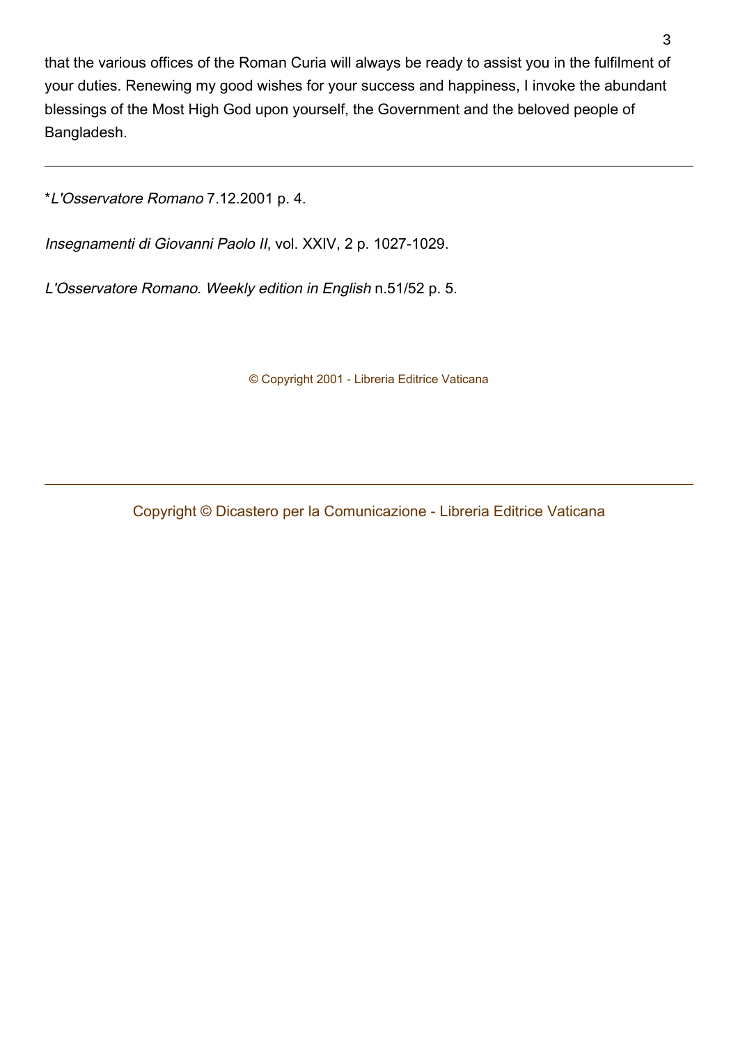that the various offices of the Roman Curia will always be ready to assist you in the fulfilment of your duties. Renewing my good wishes for your success and happiness, I invoke the abundant blessings of the Most High God upon yourself, the Government and the beloved people of Bangladesh.

---

**L'Osservatore Romano* 7.12.2001 p. 4.

*Insegnamenti di Giovanni Paolo II*, vol. XXIV, 2 p. 1027-1029.

*L'Osservatore Romano. Weekly edition in English* n.51/52 p. 5.

© Copyright 2001 - Libreria Editrice Vaticana

---

Copyright © Dicastero per la Comunicazione - Libreria Editrice Vaticana